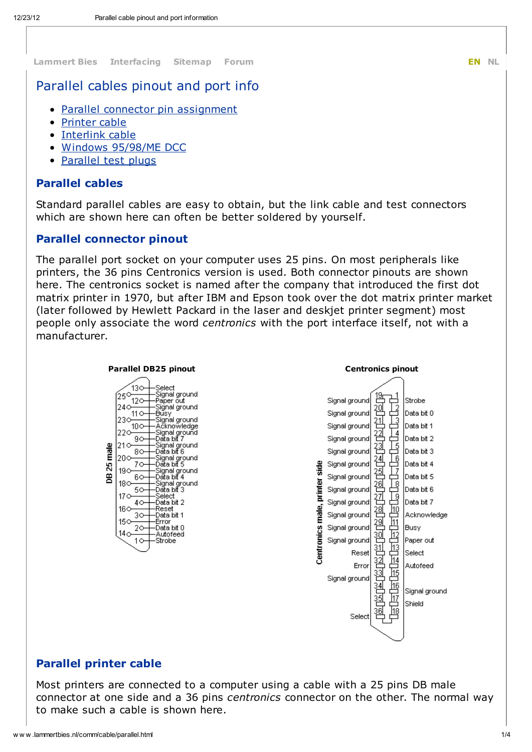Lammert Bies Interfacing Sitemap Forum EN NL

# Parallel cables pinout and port info

- Parallel connector pin assignment
- Printer cable
- Interlink cable
- Windows 95/98/ME DCC
- Parallel test plugs

## Parallel cables

Standard parallel cables are easy to obtain, but the link cable and test connectors which are shown here can often be better soldered by yourself.

## Parallel connector pinout

The parallel port socket on your computer uses 25 pins. On most peripherals like printers, the 36 pins Centronics version is used. Both connector pinouts are shown here. The centronics socket is named after the company that introduced the first dot matrix printer in 1970, but after IBM and Epson took over the dot matrix printer market (later followed by Hewlett Packard in the laser and deskjet printer segment) most people only associate the word *centronics* with the port interface itself, not with a manufacturer.

**Parallel DB25 pinout**

DB 25 male

| Pin | Signal |
|---|---|
| 1 | Strobe |
| 14 | Autofeed |
| 2 | Data bit 0 |
| 15 | Error |
| 3 | Data bit 1 |
| 16 | Reset |
| 4 | Data bit 2 |
| 17 | Select |
| 5 | Data bit 3 |
| 18 | Signal ground |
| 6 | Data bit 4 |
| 19 | Signal ground |
| 7 | Data bit 5 |
| 20 | Signal ground |
| 8 | Data bit 6 |
| 21 | Signal ground |
| 9 | Data bit 7 |
| 22 | Signal ground |
| 10 | Acknowledge |
| 23 | Signal ground |
| 11 | Busy |
| 24 | Signal ground |
| 12 | Paper out |
| 25 | Signal ground |
| 13 | Select |

**Centronics pinout**

Centronics male, printer side

| Signal | Pin | Pin | Signal |
|---|---|---|---|
| Signal ground | 19 | 1 | Strobe |
| Signal ground | 20 | 2 | Data bit 0 |
| Signal ground | 21 | 3 | Data bit 1 |
| Signal ground | 22 | 4 | Data bit 2 |
| Signal ground | 23 | 5 | Data bit 3 |
| Signal ground | 24 | 6 | Data bit 4 |
| Signal ground | 25 | 7 | Data bit 5 |
| Signal ground | 26 | 8 | Data bit 6 |
| Signal ground | 27 | 9 | Data bit 7 |
| Signal ground | 28 | 10 | Acknowledge |
| Signal ground | 29 | 11 | Busy |
| Signal ground | 30 | 12 | Paper out |
| Reset | 31 | 13 | Select |
| Error | 32 | 14 | Autofeed |
| Signal ground | 33 | 15 | |
| | 34 | 16 | Signal ground |
| | 35 | 17 | Shield |
| Select | 36 | 18 | |

## Parallel printer cable

Most printers are connected to a computer using a cable with a 25 pins DB male connector at one side and a 36 pins *centronics* connector on the other. The normal way to make such a cable is shown here.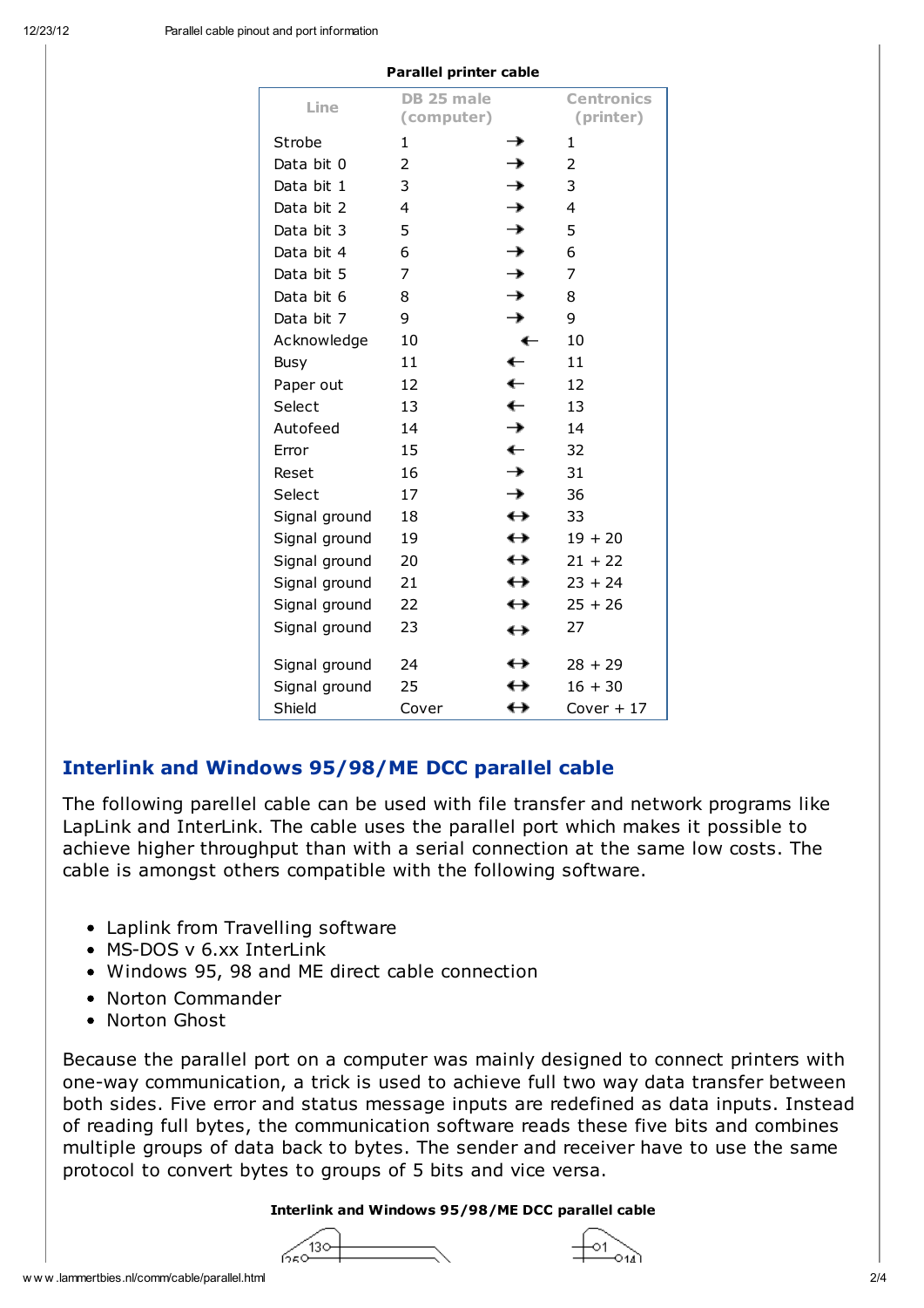**Parallel printer cable**

| Line | DB 25 male (computer) | | Centronics (printer) |
|---|---|---|---|
| Strobe | 1 | → | 1 |
| Data bit 0 | 2 | → | 2 |
| Data bit 1 | 3 | → | 3 |
| Data bit 2 | 4 | → | 4 |
| Data bit 3 | 5 | → | 5 |
| Data bit 4 | 6 | → | 6 |
| Data bit 5 | 7 | → | 7 |
| Data bit 6 | 8 | → | 8 |
| Data bit 7 | 9 | → | 9 |
| Acknowledge | 10 | ← | 10 |
| Busy | 11 | ← | 11 |
| Paper out | 12 | ← | 12 |
| Select | 13 | ← | 13 |
| Autofeed | 14 | → | 14 |
| Error | 15 | ← | 32 |
| Reset | 16 | → | 31 |
| Select | 17 | → | 36 |
| Signal ground | 18 | ↔ | 33 |
| Signal ground | 19 | ↔ | 19 + 20 |
| Signal ground | 20 | ↔ | 21 + 22 |
| Signal ground | 21 | ↔ | 23 + 24 |
| Signal ground | 22 | ↔ | 25 + 26 |
| Signal ground | 23 | ↔ | 27 |
| Signal ground | 24 | ↔ | 28 + 29 |
| Signal ground | 25 | ↔ | 16 + 30 |
| Shield | Cover | ↔ | Cover + 17 |

## Interlink and Windows 95/98/ME DCC parallel cable

The following parellel cable can be used with file transfer and network programs like LapLink and InterLink. The cable uses the parallel port which makes it possible to achieve higher throughput than with a serial connection at the same low costs. The cable is amongst others compatible with the following software.

- Laplink from Travelling software
- MS-DOS v 6.xx InterLink
- Windows 95, 98 and ME direct cable connection
- Norton Commander
- Norton Ghost

Because the parallel port on a computer was mainly designed to connect printers with one-way communication, a trick is used to achieve full two way data transfer between both sides. Five error and status message inputs are redefined as data inputs. Instead of reading full bytes, the communication software reads these five bits and combines multiple groups of data back to bytes. The sender and receiver have to use the same protocol to convert bytes to groups of 5 bits and vice versa.

**Interlink and Windows 95/98/ME DCC parallel cable**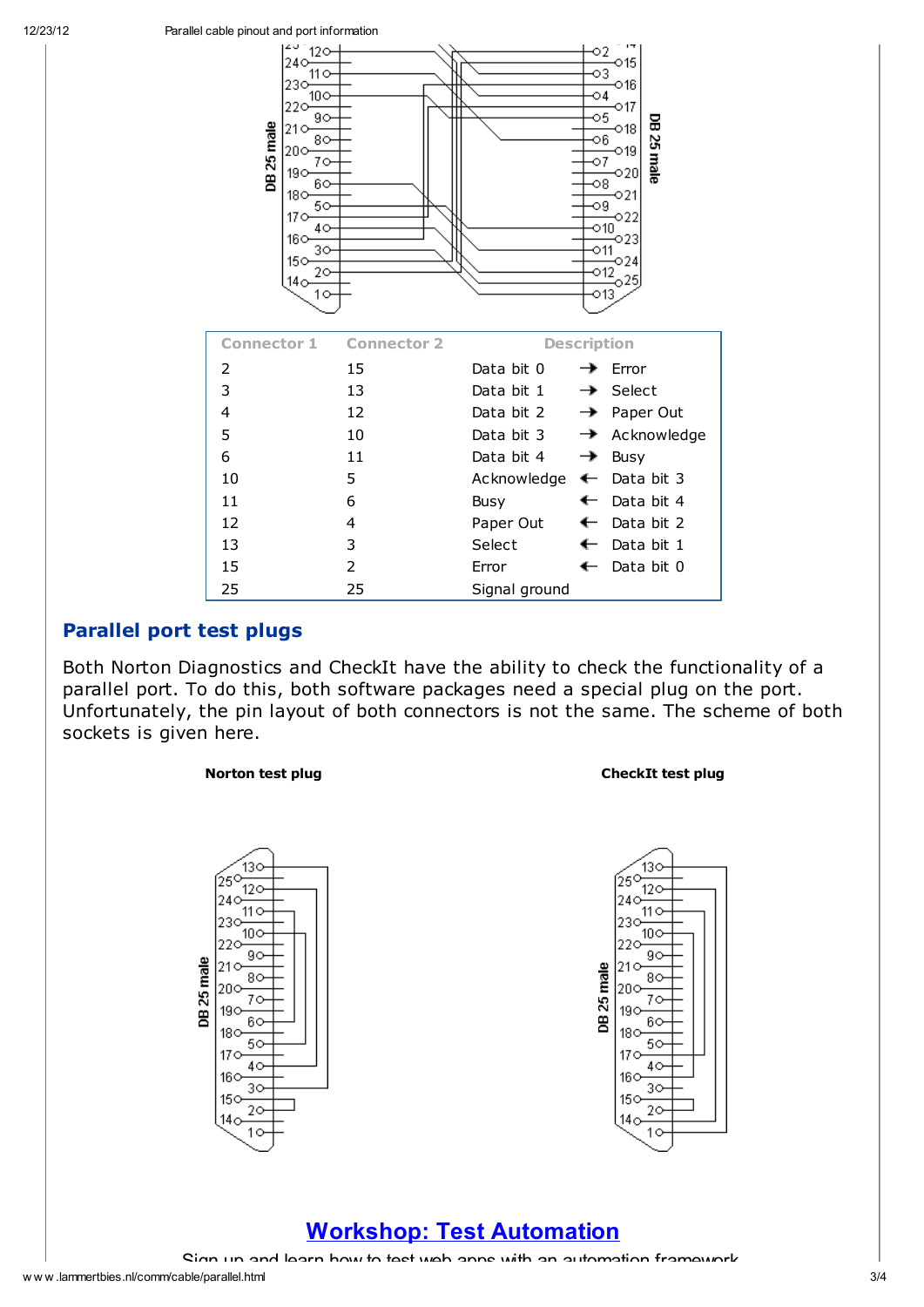| Connector 1 | Connector 2 | Description | | |
|---|---|---|---|---|
| 2 | 15 | Data bit 0 | → | Error |
| 3 | 13 | Data bit 1 | → | Select |
| 4 | 12 | Data bit 2 | → | Paper Out |
| 5 | 10 | Data bit 3 | → | Acknowledge |
| 6 | 11 | Data bit 4 | → | Busy |
| 10 | 5 | Acknowledge | ← | Data bit 3 |
| 11 | 6 | Busy | ← | Data bit 4 |
| 12 | 4 | Paper Out | ← | Data bit 2 |
| 13 | 3 | Select | ← | Data bit 1 |
| 15 | 2 | Error | ← | Data bit 0 |
| 25 | 25 | Signal ground | | |

## Parallel port test plugs

Both Norton Diagnostics and CheckIt have the ability to check the functionality of a parallel port. To do this, both software packages need a special plug on the port. Unfortunately, the pin layout of both connectors is not the same. The scheme of both sockets is given here.

**Norton test plug**

**CheckIt test plug**

## Workshop: Test Automation

Sign up and learn how to test web apps with an automation framework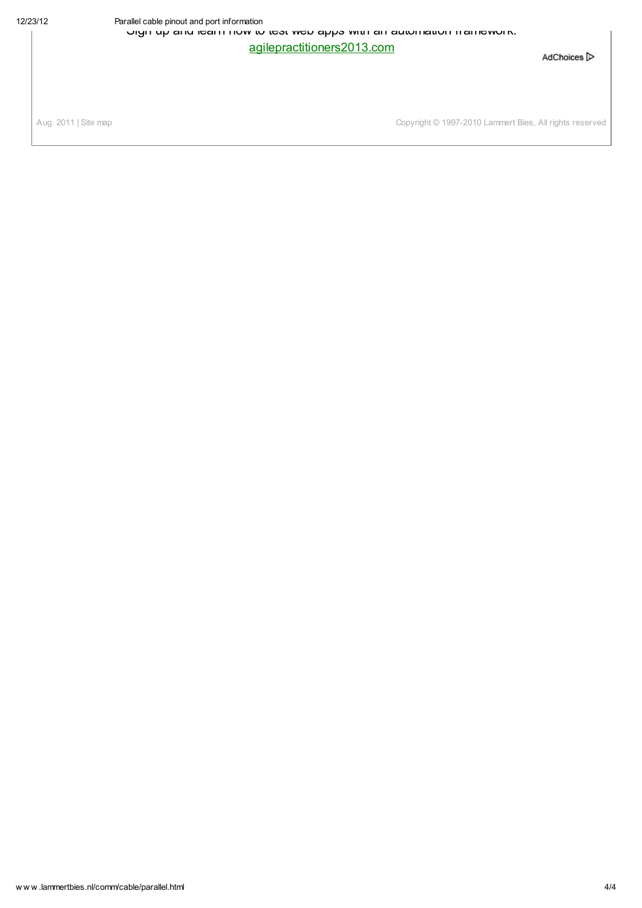Sign up and learn how to test web apps with an automation framework.

agilepractitioners2013.com

AdChoices

Aug. 2011 | Site map

Copyright © 1997-2010 Lammert Bies, All rights reserved